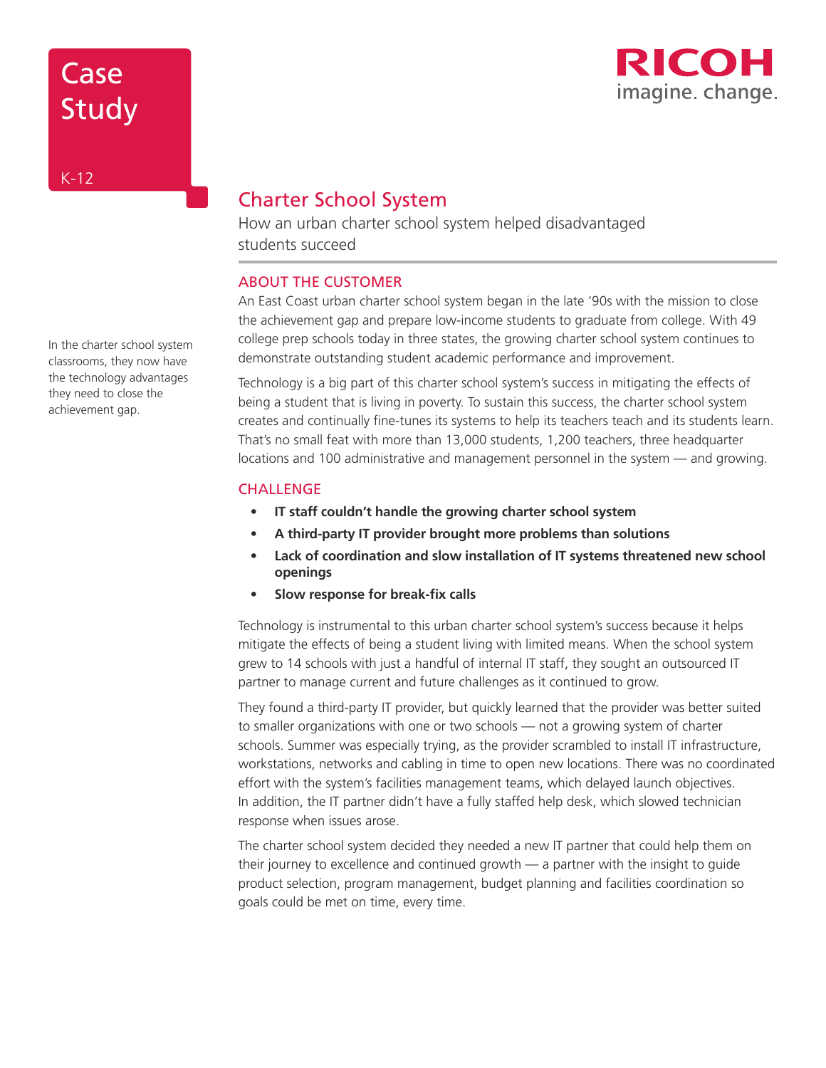# Case Study

K-12

RICOH
imagine. change.

## Charter School System

How an urban charter school system helped disadvantaged students succeed

In the charter school system classrooms, they now have the technology advantages they need to close the achievement gap.

### ABOUT THE CUSTOMER

An East Coast urban charter school system began in the late '90s with the mission to close the achievement gap and prepare low-income students to graduate from college. With 49 college prep schools today in three states, the growing charter school system continues to demonstrate outstanding student academic performance and improvement.

Technology is a big part of this charter school system's success in mitigating the effects of being a student that is living in poverty. To sustain this success, the charter school system creates and continually fine-tunes its systems to help its teachers teach and its students learn. That's no small feat with more than 13,000 students, 1,200 teachers, three headquarter locations and 100 administrative and management personnel in the system — and growing.

### CHALLENGE

- **IT staff couldn't handle the growing charter school system**
- **A third-party IT provider brought more problems than solutions**
- **Lack of coordination and slow installation of IT systems threatened new school openings**
- **Slow response for break-fix calls**

Technology is instrumental to this urban charter school system's success because it helps mitigate the effects of being a student living with limited means. When the school system grew to 14 schools with just a handful of internal IT staff, they sought an outsourced IT partner to manage current and future challenges as it continued to grow.

They found a third-party IT provider, but quickly learned that the provider was better suited to smaller organizations with one or two schools — not a growing system of charter schools. Summer was especially trying, as the provider scrambled to install IT infrastructure, workstations, networks and cabling in time to open new locations. There was no coordinated effort with the system's facilities management teams, which delayed launch objectives. In addition, the IT partner didn't have a fully staffed help desk, which slowed technician response when issues arose.

The charter school system decided they needed a new IT partner that could help them on their journey to excellence and continued growth — a partner with the insight to guide product selection, program management, budget planning and facilities coordination so goals could be met on time, every time.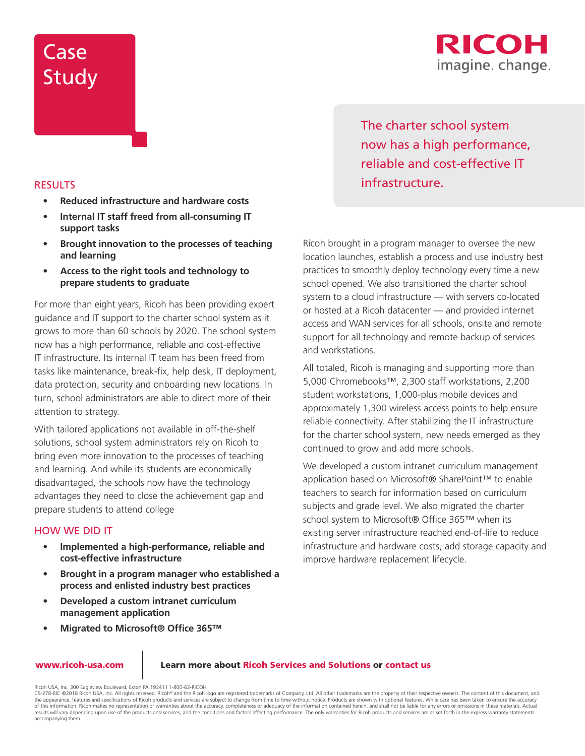# Case Study

RICOH
imagine. change.

> The charter school system now has a high performance, reliable and cost-effective IT infrastructure.

## RESULTS

- **Reduced infrastructure and hardware costs**
- **Internal IT staff freed from all-consuming IT support tasks**
- **Brought innovation to the processes of teaching and learning**
- **Access to the right tools and technology to prepare students to graduate**

For more than eight years, Ricoh has been providing expert guidance and IT support to the charter school system as it grows to more than 60 schools by 2020. The school system now has a high performance, reliable and cost-effective IT infrastructure. Its internal IT team has been freed from tasks like maintenance, break-fix, help desk, IT deployment, data protection, security and onboarding new locations. In turn, school administrators are able to direct more of their attention to strategy.

With tailored applications not available in off-the-shelf solutions, school system administrators rely on Ricoh to bring even more innovation to the processes of teaching and learning. And while its students are economically disadvantaged, the schools now have the technology advantages they need to close the achievement gap and prepare students to attend college

## HOW WE DID IT

- **Implemented a high-performance, reliable and cost-effective infrastructure**
- **Brought in a program manager who established a process and enlisted industry best practices**
- **Developed a custom intranet curriculum management application**
- **Migrated to Microsoft® Office 365™**

Ricoh brought in a program manager to oversee the new location launches, establish a process and use industry best practices to smoothly deploy technology every time a new school opened. We also transitioned the charter school system to a cloud infrastructure — with servers co-located or hosted at a Ricoh datacenter — and provided internet access and WAN services for all schools, onsite and remote support for all technology and remote backup of services and workstations.

All totaled, Ricoh is managing and supporting more than 5,000 Chromebooks™, 2,300 staff workstations, 2,200 student workstations, 1,000-plus mobile devices and approximately 1,300 wireless access points to help ensure reliable connectivity. After stabilizing the IT infrastructure for the charter school system, new needs emerged as they continued to grow and add more schools.

We developed a custom intranet curriculum management application based on Microsoft® SharePoint™ to enable teachers to search for information based on curriculum subjects and grade level. We also migrated the charter school system to Microsoft® Office 365™ when its existing server infrastructure reached end-of-life to reduce infrastructure and hardware costs, add storage capacity and improve hardware replacement lifecycle.

**www.ricoh-usa.com** | **Learn more about Ricoh Services and Solutions or contact us**

Ricoh USA, Inc. 300 Eagleview Boulevard, Exton PA 19341 | 1-800-63-RICOH
CS-278-RIC ©2018 Ricoh USA, Inc. All rights reserved. Ricoh® and the Ricoh logo are registered trademarks of Company, Ltd. All other trademarks are the property of their respective owners. The content of this document, and the appearance, features and specifications of Ricoh products and services are subject to change from time to time without notice. Products are shown with optional features. While care has been taken to ensure the accuracy of this information, Ricoh makes no representation or warranties about the accuracy, completeness or adequacy of the information contained herein, and shall not be liable for any errors or omissions in these materials. Actual results will vary depending upon use of the products and services, and the conditions and factors affecting performance. The only warranties for Ricoh products and services are as set forth in the express warranty statements accompanying them.